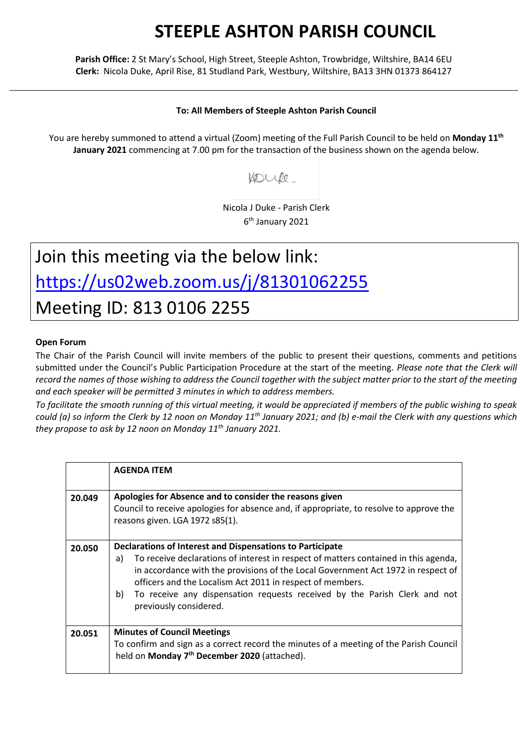# STEEPLE ASHTON PARISH COUNCIL

**Parish Office:** 2 St Mary's School, High Street, Steeple Ashton, Trowbridge, Wiltshire, BA14 6EU
**Clerk:** Nicola Duke, April Rise, 81 Studland Park, Westbury, Wiltshire, BA13 3HN 01373 864127

---

**To: All Members of Steeple Ashton Parish Council**

You are hereby summoned to attend a virtual (Zoom) meeting of the Full Parish Council to be held on **Monday 11th January 2021** commencing at 7.00 pm for the transaction of the business shown on the agenda below.

Nicola J Duke - Parish Clerk
6th January 2021

Join this meeting via the below link:
https://us02web.zoom.us/j/81301062255
Meeting ID: 813 0106 2255

**Open Forum**

The Chair of the Parish Council will invite members of the public to present their questions, comments and petitions submitted under the Council's Public Participation Procedure at the start of the meeting. *Please note that the Clerk will record the names of those wishing to address the Council together with the subject matter prior to the start of the meeting and each speaker will be permitted 3 minutes in which to address members.*

*To facilitate the smooth running of this virtual meeting, it would be appreciated if members of the public wishing to speak could (a) so inform the Clerk by 12 noon on Monday 11th January 2021; and (b) e-mail the Clerk with any questions which they propose to ask by 12 noon on Monday 11th January 2021.*

| | **AGENDA ITEM** |
|---|---|
| **20.049** | **Apologies for Absence and to consider the reasons given**<br>Council to receive apologies for absence and, if appropriate, to resolve to approve the reasons given. LGA 1972 s85(1). |
| **20.050** | **Declarations of Interest and Dispensations to Participate**<br>a) To receive declarations of interest in respect of matters contained in this agenda, in accordance with the provisions of the Local Government Act 1972 in respect of officers and the Localism Act 2011 in respect of members.<br>b) To receive any dispensation requests received by the Parish Clerk and not previously considered. |
| **20.051** | **Minutes of Council Meetings**<br>To confirm and sign as a correct record the minutes of a meeting of the Parish Council held on **Monday 7th December 2020** (attached). |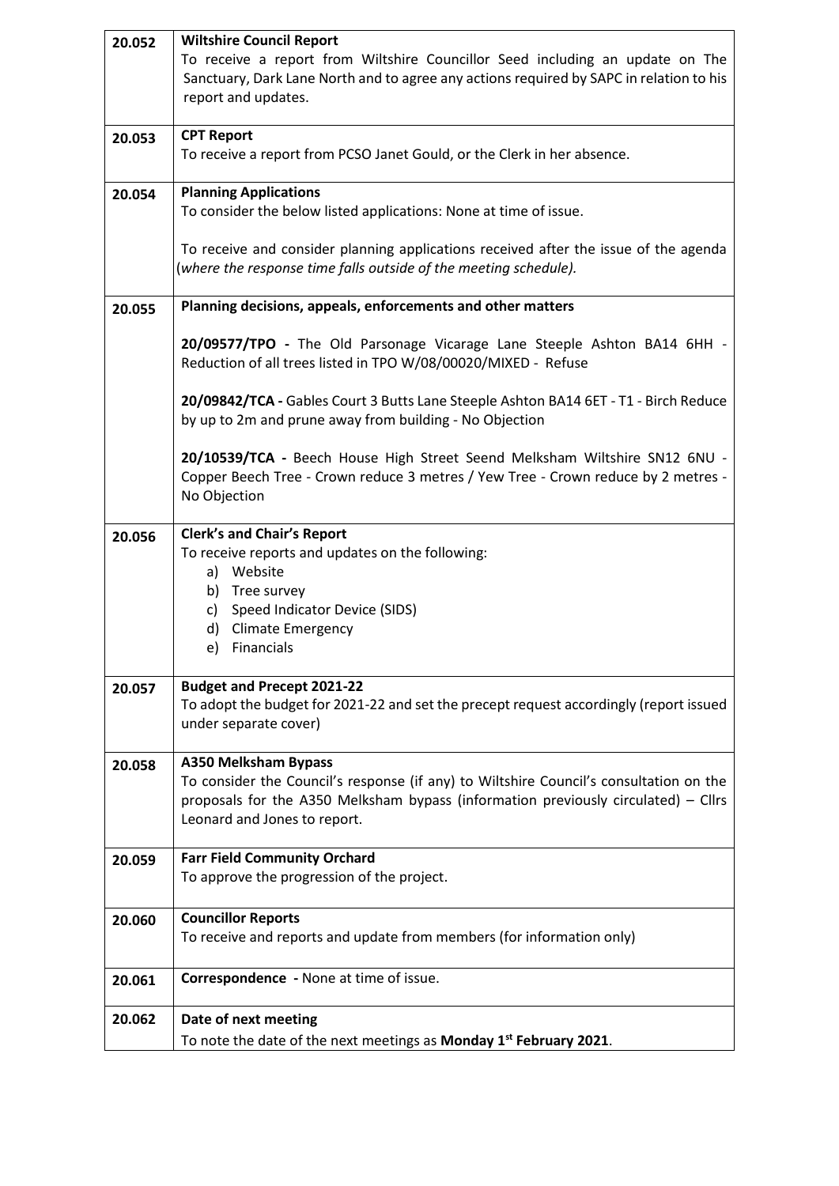| | |
|---|---|
| 20.052 | **Wiltshire Council Report**<br>To receive a report from Wiltshire Councillor Seed including an update on The Sanctuary, Dark Lane North and to agree any actions required by SAPC in relation to his report and updates. |
| 20.053 | **CPT Report**<br>To receive a report from PCSO Janet Gould, or the Clerk in her absence. |
| 20.054 | **Planning Applications**<br>To consider the below listed applications: None at time of issue.<br><br>To receive and consider planning applications received after the issue of the agenda (*where the response time falls outside of the meeting schedule).* |
| 20.055 | **Planning decisions, appeals, enforcements and other matters**<br><br>**20/09577/TPO -** The Old Parsonage Vicarage Lane Steeple Ashton BA14 6HH - Reduction of all trees listed in TPO W/08/00020/MIXED - Refuse<br><br>**20/09842/TCA -** Gables Court 3 Butts Lane Steeple Ashton BA14 6ET - T1 - Birch Reduce by up to 2m and prune away from building - No Objection<br><br>**20/10539/TCA -** Beech House High Street Seend Melksham Wiltshire SN12 6NU - Copper Beech Tree - Crown reduce 3 metres / Yew Tree - Crown reduce by 2 metres - No Objection |
| 20.056 | **Clerk's and Chair's Report**<br>To receive reports and updates on the following:<br>a) Website<br>b) Tree survey<br>c) Speed Indicator Device (SIDS)<br>d) Climate Emergency<br>e) Financials |
| 20.057 | **Budget and Precept 2021-22**<br>To adopt the budget for 2021-22 and set the precept request accordingly (report issued under separate cover) |
| 20.058 | **A350 Melksham Bypass**<br>To consider the Council's response (if any) to Wiltshire Council's consultation on the proposals for the A350 Melksham bypass (information previously circulated) – Cllrs Leonard and Jones to report. |
| 20.059 | **Farr Field Community Orchard**<br>To approve the progression of the project. |
| 20.060 | **Councillor Reports**<br>To receive and reports and update from members (for information only) |
| 20.061 | **Correspondence -** None at time of issue. |
| 20.062 | **Date of next meeting**<br>To note the date of the next meetings as **Monday 1st February 2021**. |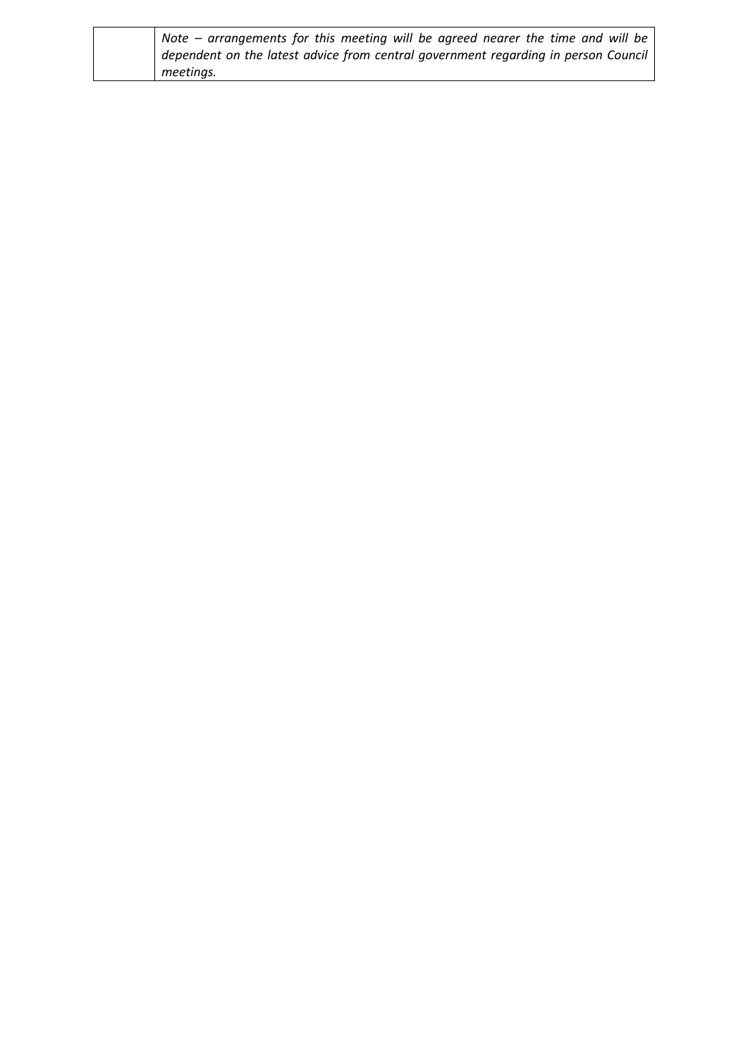| | |
|---|---|
| | *Note – arrangements for this meeting will be agreed nearer the time and will be dependent on the latest advice from central government regarding in person Council meetings.* |